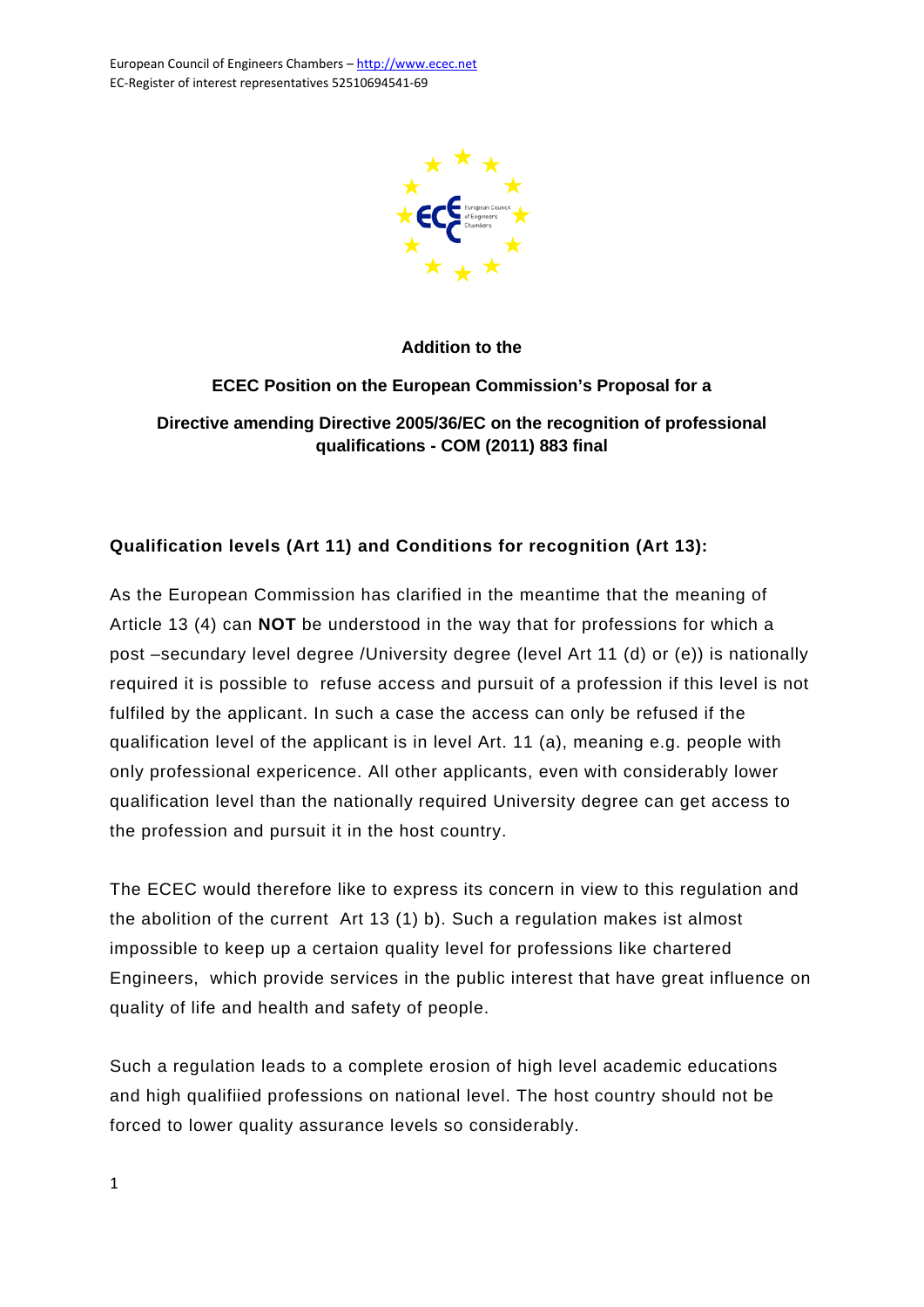European Council of Engineers Chambers – http://www.ecec.net
EC-Register of interest representatives 52510694541-69

**Addition to the**

**ECEC Position on the European Commission's Proposal for a**

**Directive amending Directive 2005/36/EC on the recognition of professional qualifications - COM (2011) 883 final**

## Qualification levels (Art 11) and Conditions for recognition (Art 13):

As the European Commission has clarified in the meantime that the meaning of Article 13 (4) can **NOT** be understood in the way that for professions for which a post –secundary level degree /University degree (level Art 11 (d) or (e)) is nationally required it is possible to refuse access and pursuit of a profession if this level is not fulfiled by the applicant. In such a case the access can only be refused if the qualification level of the applicant is in level Art. 11 (a), meaning e.g. people with only professional expericence. All other applicants, even with considerably lower qualification level than the nationally required University degree can get access to the profession and pursuit it in the host country.

The ECEC would therefore like to express its concern in view to this regulation and the abolition of the current Art 13 (1) b). Such a regulation makes ist almost impossible to keep up a certaion quality level for professions like chartered Engineers, which provide services in the public interest that have great influence on quality of life and health and safety of people.

Such a regulation leads to a complete erosion of high level academic educations and high qualifiied professions on national level. The host country should not be forced to lower quality assurance levels so considerably.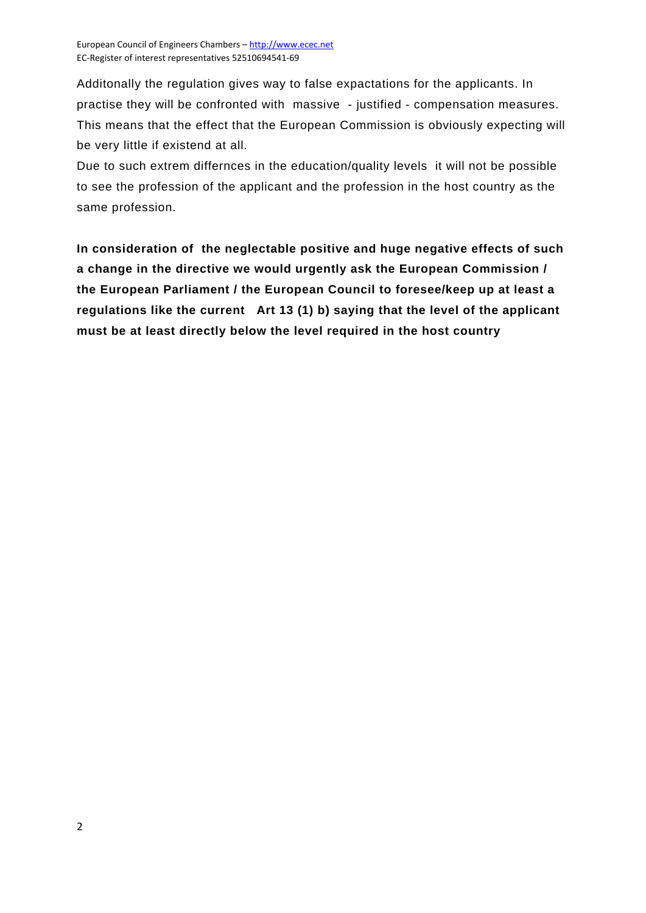Additonally the regulation gives way to false expactations for the applicants. In practise they will be confronted with massive - justified - compensation measures. This means that the effect that the European Commission is obviously expecting will be very little if existend at all.

Due to such extrem differnces in the education/quality levels it will not be possible to see the profession of the applicant and the profession in the host country as the same profession.

**In consideration of the neglectable positive and huge negative effects of such a change in the directive we would urgently ask the European Commission / the European Parliament / the European Council to foresee/keep up at least a regulations like the current Art 13 (1) b) saying that the level of the applicant must be at least directly below the level required in the host country**